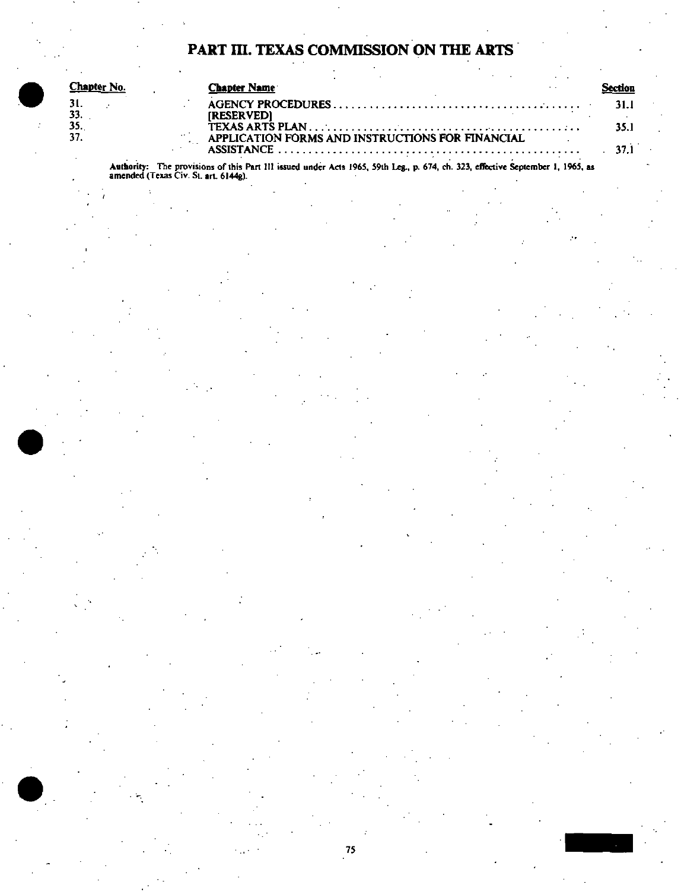# PART III. TEXAS COMMISSION ON THE ARTS

| Chapter No. | Chapter Name | Section |
|---|---|---|
| 31. | AGENCY PROCEDURES | 31.1 |
| 33. | [RESERVED] | |
| 35. | TEXAS ARTS PLAN | 35.1 |
| 37. | APPLICATION FORMS AND INSTRUCTIONS FOR FINANCIAL ASSISTANCE | 37.1 |

**Authority:** The provisions of this Part III issued under Acts 1965, 59th Leg., p. 674, ch. 323, effective September 1, 1965, as amended (Texas Civ. St. art. 6144g).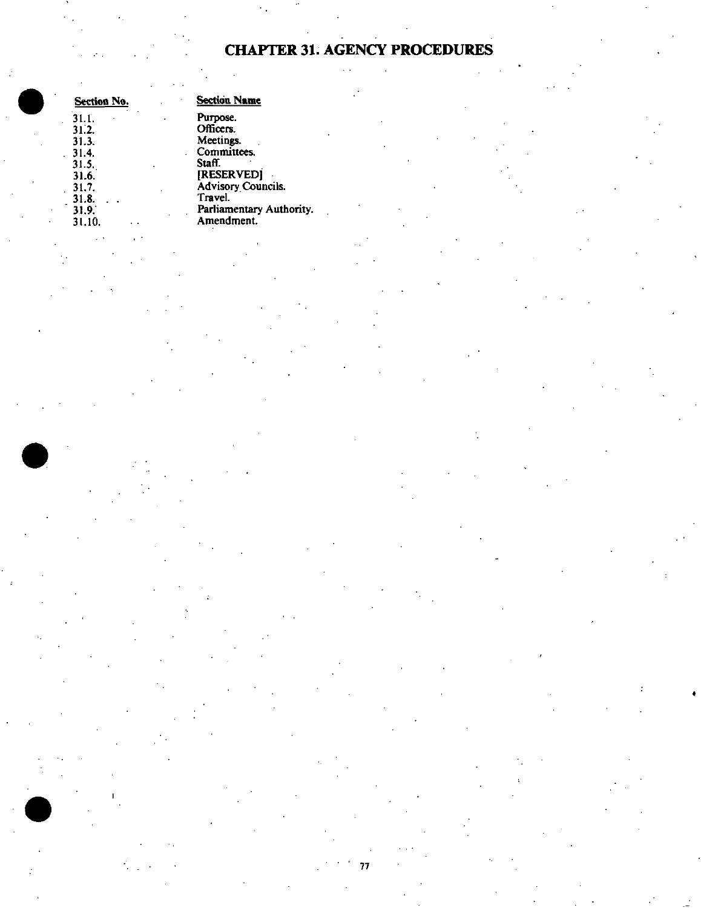# CHAPTER 31. AGENCY PROCEDURES

| Section No. | Section Name |
|---|---|
| 31.1. | Purpose. |
| 31.2. | Officers. |
| 31.3. | Meetings. |
| 31.4. | Committees. |
| 31.5. | Staff. |
| 31.6. | [RESERVED] |
| 31.7. | Advisory Councils. |
| 31.8. | Travel. |
| 31.9. | Parliamentary Authority. |
| 31.10. | Amendment. |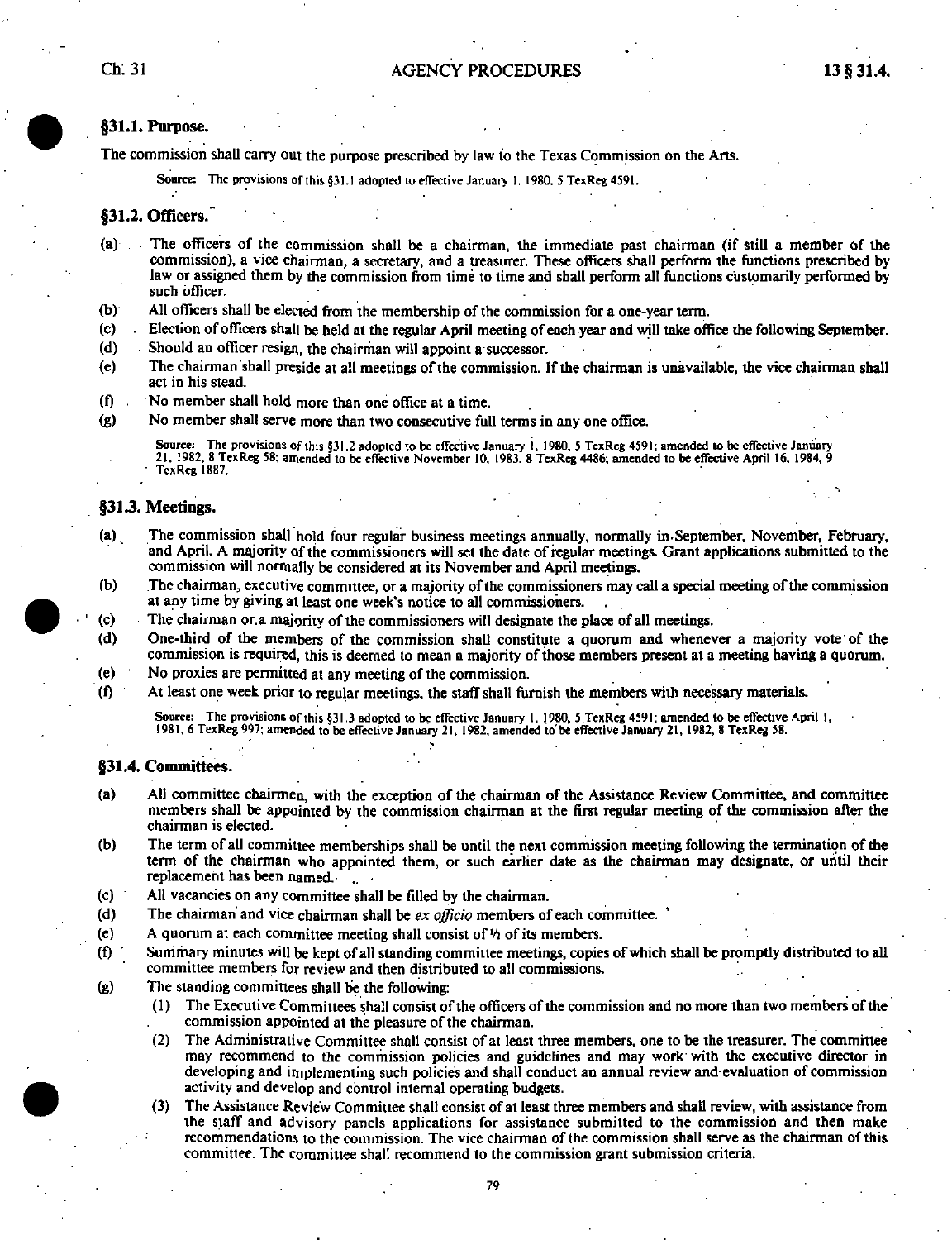## §31.1. Purpose.

The commission shall carry out the purpose prescribed by law to the Texas Commission on the Arts.

Source: The provisions of this §31.1 adopted to effective January 1, 1980, 5 TexReg 4591.

## §31.2. Officers.

(a) The officers of the commission shall be a chairman, the immediate past chairman (if still a member of the commission), a vice chairman, a secretary, and a treasurer. These officers shall perform the functions prescribed by law or assigned them by the commission from time to time and shall perform all functions customarily performed by such officer.

(b) All officers shall be elected from the membership of the commission for a one-year term.

(c) Election of officers shall be held at the regular April meeting of each year and will take office the following September.

(d) Should an officer resign, the chairman will appoint a successor.

(e) The chairman shall preside at all meetings of the commission. If the chairman is unavailable, the vice chairman shall act in his stead.

(f) No member shall hold more than one office at a time.

(g) No member shall serve more than two consecutive full terms in any one office.

Source: The provisions of this §31.2 adopted to be effective January 1, 1980, 5 TexReg 4591; amended to be effective January 21, 1982, 8 TexReg 58; amended to be effective November 10, 1983, 8 TexReg 4486; amended to be effective April 16, 1984, 9 TexReg 1887.

## §31.3. Meetings.

(a) The commission shall hold four regular business meetings annually, normally in September, November, February, and April. A majority of the commissioners will set the date of regular meetings. Grant applications submitted to the commission will normally be considered at its November and April meetings.

(b) The chairman, executive committee, or a majority of the commissioners may call a special meeting of the commission at any time by giving at least one week's notice to all commissioners.

(c) The chairman or a majority of the commissioners will designate the place of all meetings.

(d) One-third of the members of the commission shall constitute a quorum and whenever a majority vote of the commission is required, this is deemed to mean a majority of those members present at a meeting having a quorum.

(e) No proxies are permitted at any meeting of the commission.

(f) At least one week prior to regular meetings, the staff shall furnish the members with necessary materials.

Source: The provisions of this §31.3 adopted to be effective January 1, 1980, 5 TexReg 4591; amended to be effective April 1, 1981, 6 TexReg 997; amended to be effective January 21, 1982, amended to be effective January 21, 1982, 8 TexReg 58.

## §31.4. Committees.

(a) All committee chairmen, with the exception of the chairman of the Assistance Review Committee, and committee members shall be appointed by the commission chairman at the first regular meeting of the commission after the chairman is elected.

(b) The term of all committee memberships shall be until the next commission meeting following the termination of the term of the chairman who appointed them, or such earlier date as the chairman may designate, or until their replacement has been named.

(c) All vacancies on any committee shall be filled by the chairman.

(d) The chairman and vice chairman shall be *ex officio* members of each committee.

(e) A quorum at each committee meeting shall consist of ½ of its members.

(f) Summary minutes will be kept of all standing committee meetings, copies of which shall be promptly distributed to all committee members for review and then distributed to all commissions.

(g) The standing committees shall be the following:

(1) The Executive Committees shall consist of the officers of the commission and no more than two members of the commission appointed at the pleasure of the chairman.

(2) The Administrative Committee shall consist of at least three members, one to be the treasurer. The committee may recommend to the commission policies and guidelines and may work with the executive director in developing and implementing such policies and shall conduct an annual review and evaluation of commission activity and develop and control internal operating budgets.

(3) The Assistance Review Committee shall consist of at least three members and shall review, with assistance from the staff and advisory panels applications for assistance submitted to the commission and then make recommendations to the commission. The vice chairman of the commission shall serve as the chairman of this committee. The committee shall recommend to the commission grant submission criteria.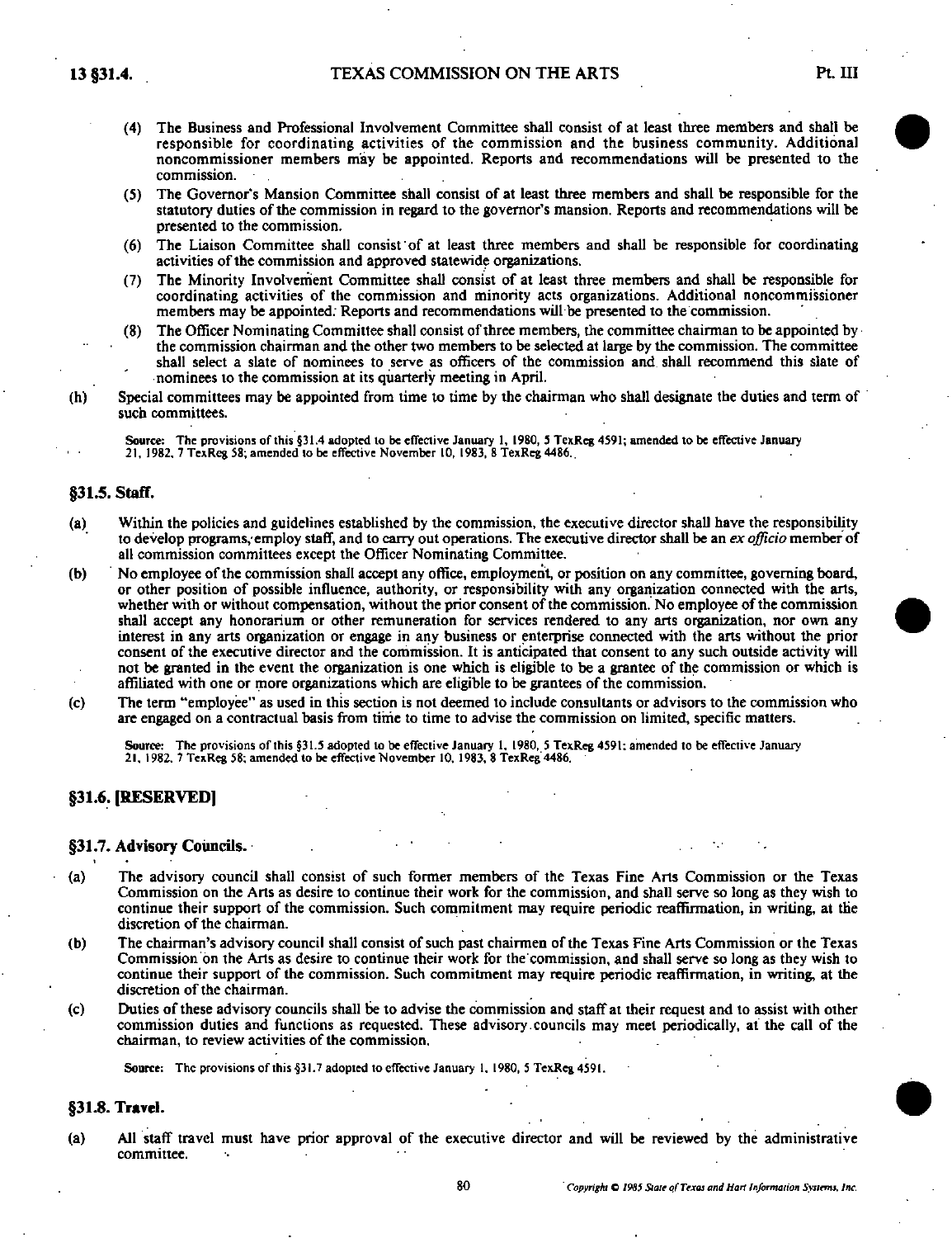(4) The Business and Professional Involvement Committee shall consist of at least three members and shall be responsible for coordinating activities of the commission and the business community. Additional noncommissioner members may be appointed. Reports and recommendations will be presented to the commission.

(5) The Governor's Mansion Committee shall consist of at least three members and shall be responsible for the statutory duties of the commission in regard to the governor's mansion. Reports and recommendations will be presented to the commission.

(6) The Liaison Committee shall consist of at least three members and shall be responsible for coordinating activities of the commission and approved statewide organizations.

(7) The Minority Involvement Committee shall consist of at least three members and shall be responsible for coordinating activities of the commission and minority acts organizations. Additional noncommissioner members may be appointed. Reports and recommendations will be presented to the commission.

(8) The Officer Nominating Committee shall consist of three members, the committee chairman to be appointed by the commission chairman and the other two members to be selected at large by the commission. The committee shall select a slate of nominees to serve as officers of the commission and shall recommend this slate of nominees to the commission at its quarterly meeting in April.

(h) Special committees may be appointed from time to time by the chairman who shall designate the duties and term of such committees.

Source: The provisions of this §31.4 adopted to be effective January 1, 1980, 5 TexReg 4591; amended to be effective January 21, 1982, 7 TexReg 58; amended to be effective November 10, 1983, 8 TexReg 4486.

## §31.5. Staff.

(a) Within the policies and guidelines established by the commission, the executive director shall have the responsibility to develop programs, employ staff, and to carry out operations. The executive director shall be an *ex officio* member of all commission committees except the Officer Nominating Committee.

(b) No employee of the commission shall accept any office, employment, or position on any committee, governing board, or other position of possible influence, authority, or responsibility with any organization connected with the arts, whether with or without compensation, without the prior consent of the commission. No employee of the commission shall accept any honorarium or other remuneration for services rendered to any arts organization, nor own any interest in any arts organization or engage in any business or enterprise connected with the arts without the prior consent of the executive director and the commission. It is anticipated that consent to any such outside activity will not be granted in the event the organization is one which is eligible to be a grantee of the commission or which is affiliated with one or more organizations which are eligible to be grantees of the commission.

(c) The term "employee" as used in this section is not deemed to include consultants or advisors to the commission who are engaged on a contractual basis from time to time to advise the commission on limited, specific matters.

Source: The provisions of this §31.5 adopted to be effective January 1, 1980, 5 TexReg 4591; amended to be effective January 21, 1982, 7 TexReg 58; amended to be effective November 10, 1983, 8 TexReg 4486.

## §31.6. [RESERVED]

## §31.7. Advisory Councils.

(a) The advisory council shall consist of such former members of the Texas Fine Arts Commission or the Texas Commission on the Arts as desire to continue their work for the commission, and shall serve so long as they wish to continue their support of the commission. Such commitment may require periodic reaffirmation, in writing, at the discretion of the chairman.

(b) The chairman's advisory council shall consist of such past chairmen of the Texas Fine Arts Commission or the Texas Commission on the Arts as desire to continue their work for the commission, and shall serve so long as they wish to continue their support of the commission. Such commitment may require periodic reaffirmation, in writing, at the discretion of the chairman.

(c) Duties of these advisory councils shall be to advise the commission and staff at their request and to assist with other commission duties and functions as requested. These advisory councils may meet periodically, at the call of the chairman, to review activities of the commission.

Source: The provisions of this §31.7 adopted to effective January 1, 1980, 5 TexReg 4591.

## §31.8. Travel.

(a) All staff travel must have prior approval of the executive director and will be reviewed by the administrative committee.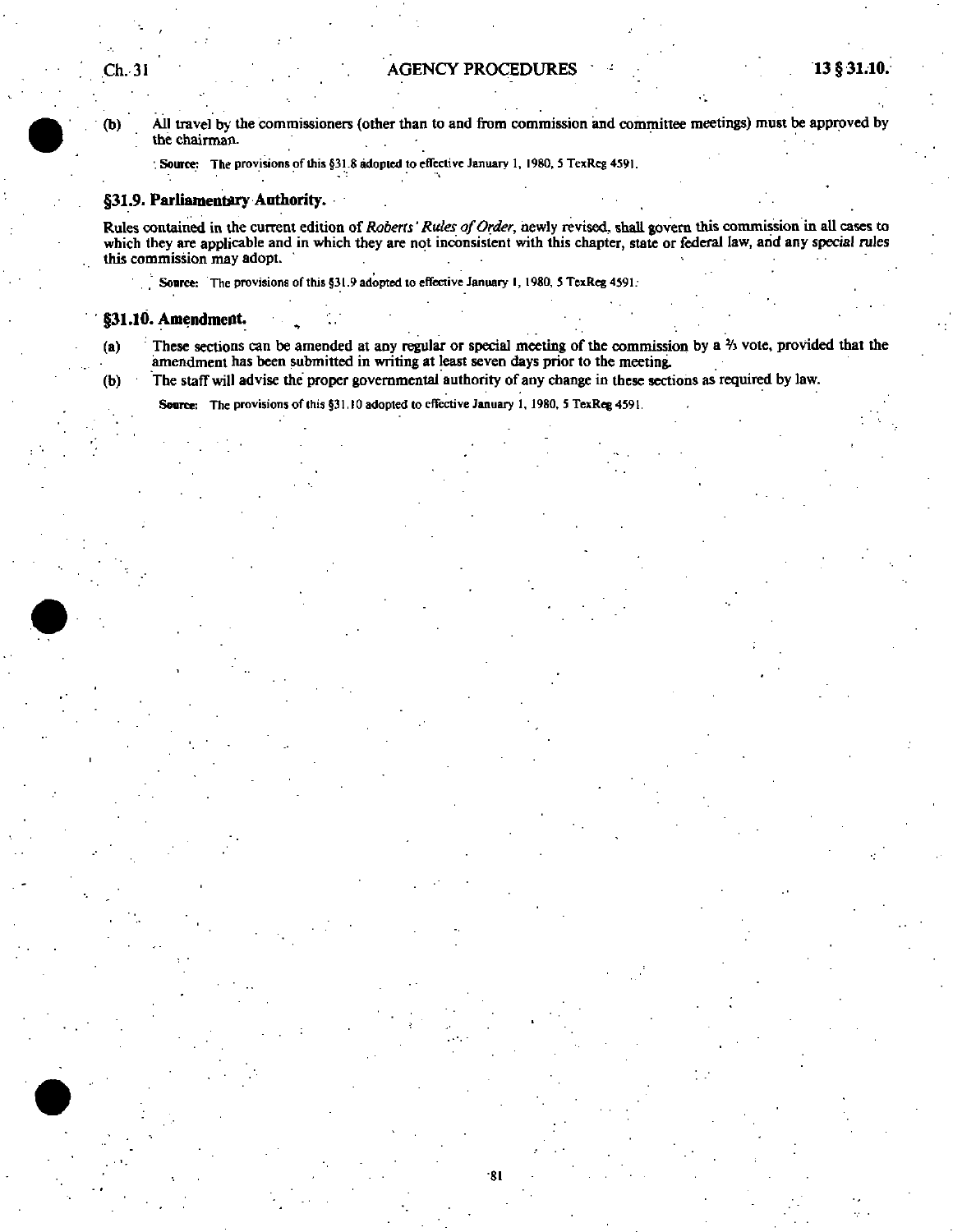(b) All travel by the commissioners (other than to and from commission and committee meetings) must be approved by the chairman.

Source: The provisions of this §31.8 adopted to effective January 1, 1980, 5 TexReg 4591.

### §31.9. Parliamentary Authority.

Rules contained in the current edition of *Roberts' Rules of Order*, newly revised, shall govern this commission in all cases to which they are applicable and in which they are not inconsistent with this chapter, state or federal law, and any special rules this commission may adopt.

Source: The provisions of this §31.9 adopted to effective January 1, 1980, 5 TexReg 4591.

### §31.10. Amendment.

(a) These sections can be amended at any regular or special meeting of the commission by a ⅔ vote, provided that the amendment has been submitted in writing at least seven days prior to the meeting.

(b) The staff will advise the proper governmental authority of any change in these sections as required by law.

Source: The provisions of this §31.10 adopted to effective January 1, 1980, 5 TexReg 4591.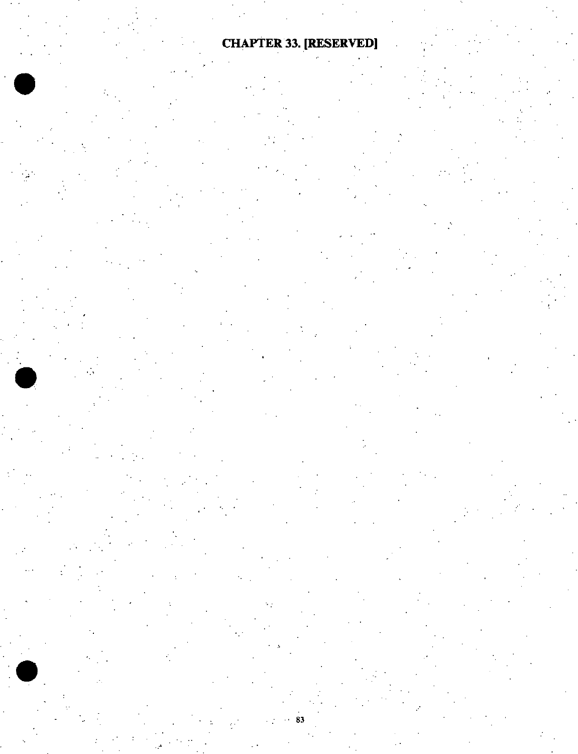# CHAPTER 33. [RESERVED]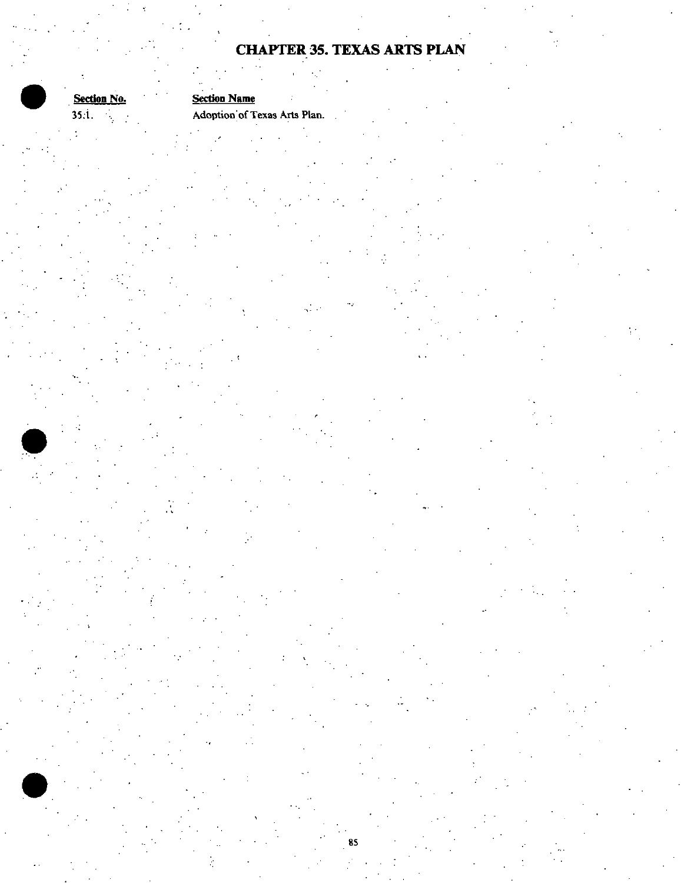# CHAPTER 35. TEXAS ARTS PLAN

| Section No. | Section Name |
| --- | --- |
| 35.1. | Adoption of Texas Arts Plan. |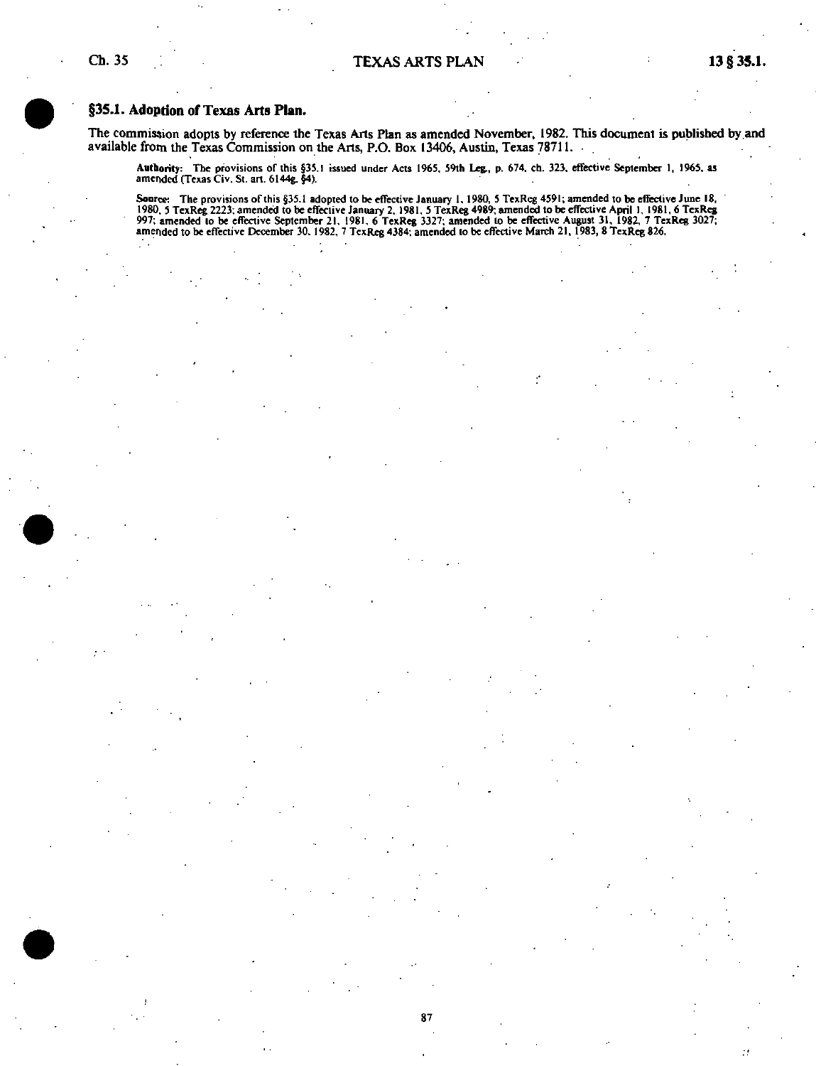## §35.1. Adoption of Texas Arts Plan.

The commission adopts by reference the Texas Arts Plan as amended November, 1982. This document is published by and available from the Texas Commission on the Arts, P.O. Box 13406, Austin, Texas 78711.

**Authority:** The provisions of this §35.1 issued under Acts 1965, 59th Leg., p. 674, ch. 323, effective September 1, 1965, as amended (Texas Civ. St. art. 6144g, §4).

**Source:** The provisions of this §35.1 adopted to be effective January 1, 1980, 5 TexReg 4591; amended to be effective June 18, 1980, 5 TexReg 2223; amended to be effective January 2, 1981, 5 TexReg 4989; amended to be effective April 1, 1981, 6 TexReg 997; amended to be effective September 21, 1981, 6 TexReg 3327; amended to be effective August 31, 1982, 7 TexReg 3027; amended to be effective December 30, 1982, 7 TexReg 4384; amended to be effective March 21, 1983, 8 TexReg 826.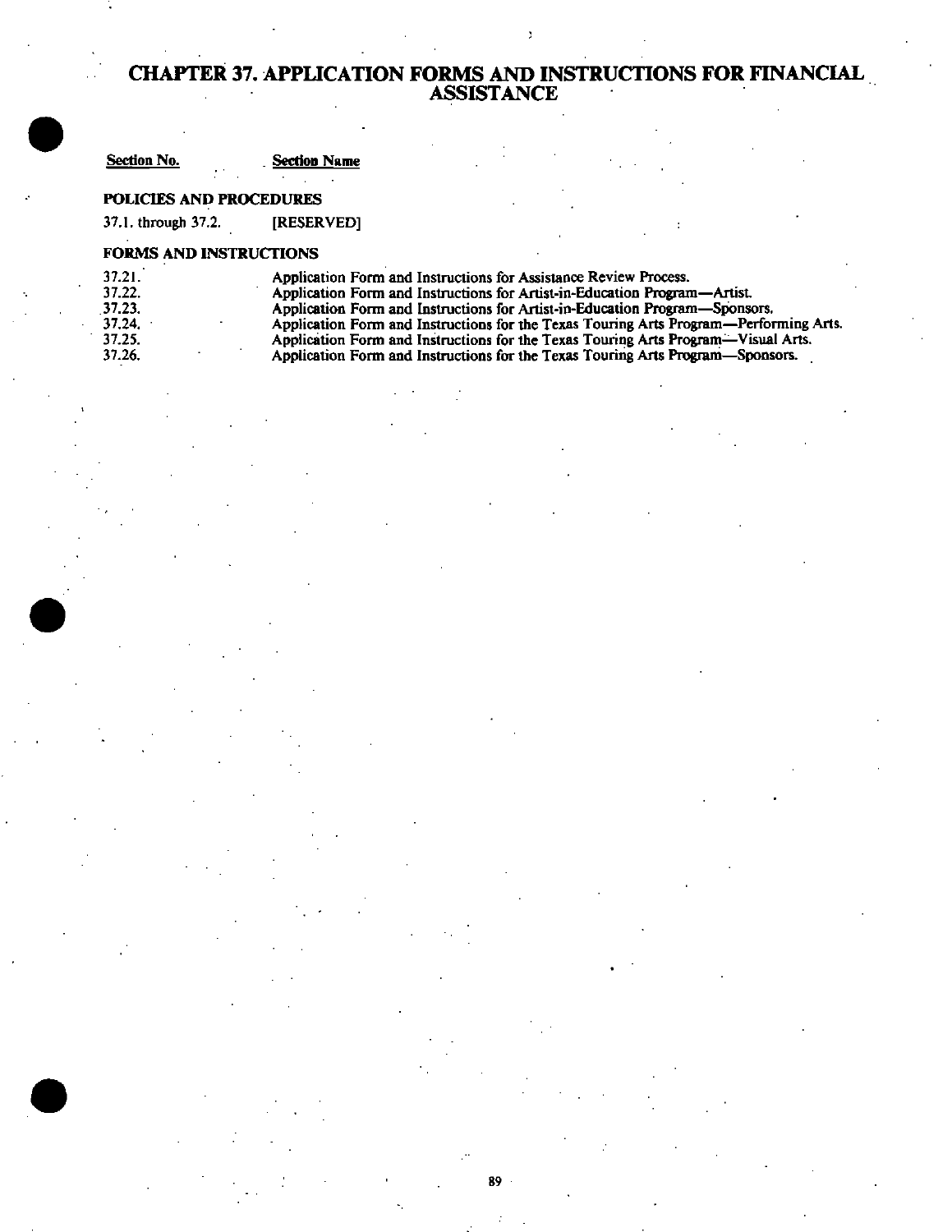# CHAPTER 37. APPLICATION FORMS AND INSTRUCTIONS FOR FINANCIAL ASSISTANCE

| Section No. | Section Name |
|---|---|
| **POLICIES AND PROCEDURES** | |
| 37.1. through 37.2. | [RESERVED] |
| **FORMS AND INSTRUCTIONS** | |
| 37.21. | Application Form and Instructions for Assistance Review Process. |
| 37.22. | Application Form and Instructions for Artist-in-Education Program—Artist. |
| 37.23. | Application Form and Instructions for Artist-in-Education Program—Sponsors. |
| 37.24. | Application Form and Instructions for the Texas Touring Arts Program—Performing Arts. |
| 37.25. | Application Form and Instructions for the Texas Touring Arts Program—Visual Arts. |
| 37.26. | Application Form and Instructions for the Texas Touring Arts Program—Sponsors. |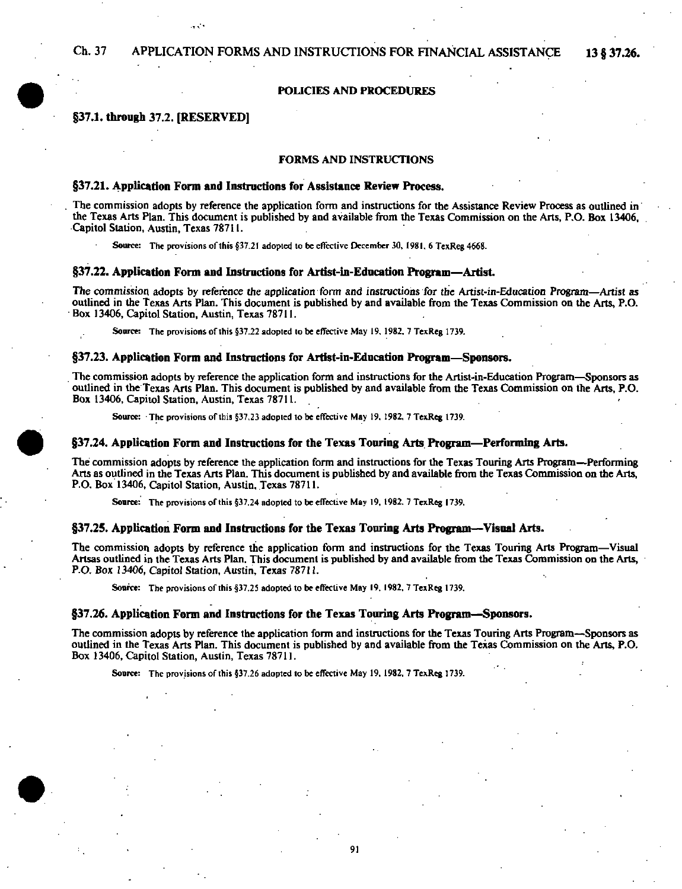## POLICIES AND PROCEDURES

### §37.1. through 37.2. [RESERVED]

## FORMS AND INSTRUCTIONS

### §37.21. Application Form and Instructions for Assistance Review Process.

The commission adopts by reference the application form and instructions for the Assistance Review Process as outlined in the Texas Arts Plan. This document is published by and available from the Texas Commission on the Arts, P.O. Box 13406, Capitol Station, Austin, Texas 78711.

**Source:** The provisions of this §37.21 adopted to be effective December 30, 1981, 6 TexReg 4668.

### §37.22. Application Form and Instructions for Artist-in-Education Program—Artist.

The commission adopts by reference the application form and instructions for the Artist-in-Education Program—Artist as outlined in the Texas Arts Plan. This document is published by and available from the Texas Commission on the Arts, P.O. Box 13406, Capitol Station, Austin, Texas 78711.

**Source:** The provisions of this §37.22 adopted to be effective May 19, 1982, 7 TexReg 1739.

### §37.23. Application Form and Instructions for Artist-in-Education Program—Sponsors.

The commission adopts by reference the application form and instructions for the Artist-in-Education Program—Sponsors as outlined in the Texas Arts Plan. This document is published by and available from the Texas Commission on the Arts, P.O. Box 13406, Capitol Station, Austin, Texas 78711.

**Source:** The provisions of this §37.23 adopted to be effective May 19, 1982, 7 TexReg 1739.

### §37.24. Application Form and Instructions for the Texas Touring Arts Program—Performing Arts.

The commission adopts by reference the application form and instructions for the Texas Touring Arts Program—Performing Arts as outlined in the Texas Arts Plan. This document is published by and available from the Texas Commission on the Arts, P.O. Box 13406, Capitol Station, Austin, Texas 78711.

**Source:** The provisions of this §37.24 adopted to be effective May 19, 1982, 7 TexReg 1739.

### §37.25. Application Form and Instructions for the Texas Touring Arts Program—Visual Arts.

The commission adopts by reference the application form and instructions for the Texas Touring Arts Program—Visual Artsas outlined in the Texas Arts Plan. This document is published by and available from the Texas Commission on the Arts, P.O. Box 13406, Capitol Station, Austin, Texas 78711.

**Source:** The provisions of this §37.25 adopted to be effective May 19, 1982, 7 TexReg 1739.

### §37.26. Application Form and Instructions for the Texas Touring Arts Program—Sponsors.

The commission adopts by reference the application form and instructions for the Texas Touring Arts Program—Sponsors as outlined in the Texas Arts Plan. This document is published by and available from the Texas Commission on the Arts, P.O. Box 13406, Capitol Station, Austin, Texas 78711.

**Source:** The provisions of this §37.26 adopted to be effective May 19, 1982, 7 TexReg 1739.